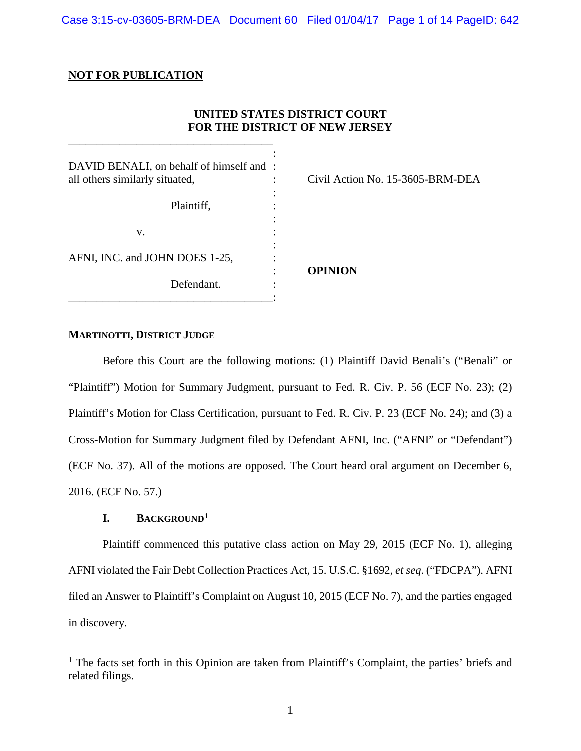**NOT FOR PUBLICATION**

**UNITED STATES DISTRICT COURT**
**FOR THE DISTRICT OF NEW JERSEY**

DAVID BENALI, on behalf of himself and all others similarly situated,

Plaintiff,

v.

AFNI, INC. and JOHN DOES 1-25,

Defendant.

Civil Action No. 15-3605-BRM-DEA

**OPINION**

**MARTINOTTI, DISTRICT JUDGE**

Before this Court are the following motions: (1) Plaintiff David Benali's ("Benali" or "Plaintiff") Motion for Summary Judgment, pursuant to Fed. R. Civ. P. 56 (ECF No. 23); (2) Plaintiff's Motion for Class Certification, pursuant to Fed. R. Civ. P. 23 (ECF No. 24); and (3) a Cross-Motion for Summary Judgment filed by Defendant AFNI, Inc. ("AFNI" or "Defendant") (ECF No. 37). All of the motions are opposed. The Court heard oral argument on December 6, 2016. (ECF No. 57.)

## I. BACKGROUND[1]

Plaintiff commenced this putative class action on May 29, 2015 (ECF No. 1), alleging AFNI violated the Fair Debt Collection Practices Act, 15. U.S.C. §1692, *et seq.* ("FDCPA"). AFNI filed an Answer to Plaintiff's Complaint on August 10, 2015 (ECF No. 7), and the parties engaged in discovery.

[1] The facts set forth in this Opinion are taken from Plaintiff's Complaint, the parties' briefs and related filings.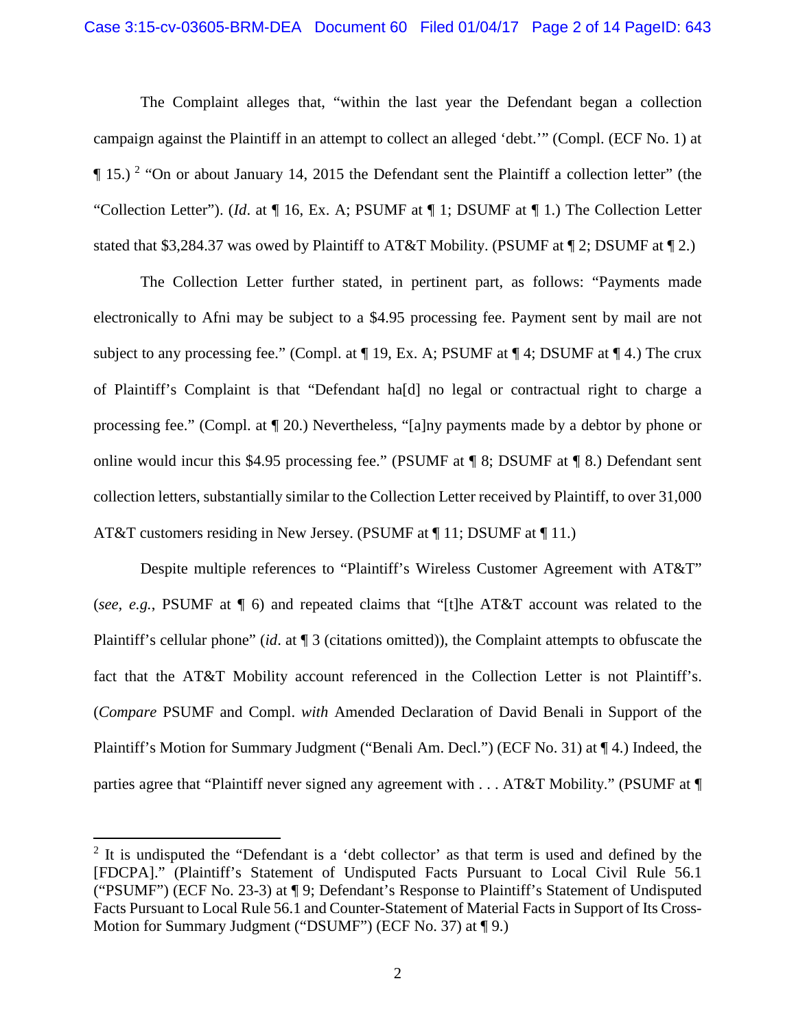The Complaint alleges that, "within the last year the Defendant began a collection campaign against the Plaintiff in an attempt to collect an alleged 'debt.'" (Compl. (ECF No. 1) at ¶ 15.) [2] "On or about January 14, 2015 the Defendant sent the Plaintiff a collection letter" (the "Collection Letter"). (*Id*. at ¶ 16, Ex. A; PSUMF at ¶ 1; DSUMF at ¶ 1.) The Collection Letter stated that $3,284.37 was owed by Plaintiff to AT&T Mobility. (PSUMF at ¶ 2; DSUMF at ¶ 2.)

The Collection Letter further stated, in pertinent part, as follows: "Payments made electronically to Afni may be subject to a $4.95 processing fee. Payment sent by mail are not subject to any processing fee." (Compl. at ¶ 19, Ex. A; PSUMF at ¶ 4; DSUMF at ¶ 4.) The crux of Plaintiff's Complaint is that "Defendant ha[d] no legal or contractual right to charge a processing fee." (Compl. at ¶ 20.) Nevertheless, "[a]ny payments made by a debtor by phone or online would incur this $4.95 processing fee." (PSUMF at ¶ 8; DSUMF at ¶ 8.) Defendant sent collection letters, substantially similar to the Collection Letter received by Plaintiff, to over 31,000 AT&T customers residing in New Jersey. (PSUMF at ¶ 11; DSUMF at ¶ 11.)

Despite multiple references to "Plaintiff's Wireless Customer Agreement with AT&T" (*see, e.g.*, PSUMF at ¶ 6) and repeated claims that "[t]he AT&T account was related to the Plaintiff's cellular phone" (*id*. at ¶ 3 (citations omitted)), the Complaint attempts to obfuscate the fact that the AT&T Mobility account referenced in the Collection Letter is not Plaintiff's. (*Compare* PSUMF and Compl. *with* Amended Declaration of David Benali in Support of the Plaintiff's Motion for Summary Judgment ("Benali Am. Decl.") (ECF No. 31) at ¶ 4.) Indeed, the parties agree that "Plaintiff never signed any agreement with . . . AT&T Mobility." (PSUMF at ¶

---

[2] It is undisputed the "Defendant is a 'debt collector' as that term is used and defined by the [FDCPA]." (Plaintiff's Statement of Undisputed Facts Pursuant to Local Civil Rule 56.1 ("PSUMF") (ECF No. 23-3) at ¶ 9; Defendant's Response to Plaintiff's Statement of Undisputed Facts Pursuant to Local Rule 56.1 and Counter-Statement of Material Facts in Support of Its Cross-Motion for Summary Judgment ("DSUMF") (ECF No. 37) at ¶ 9.)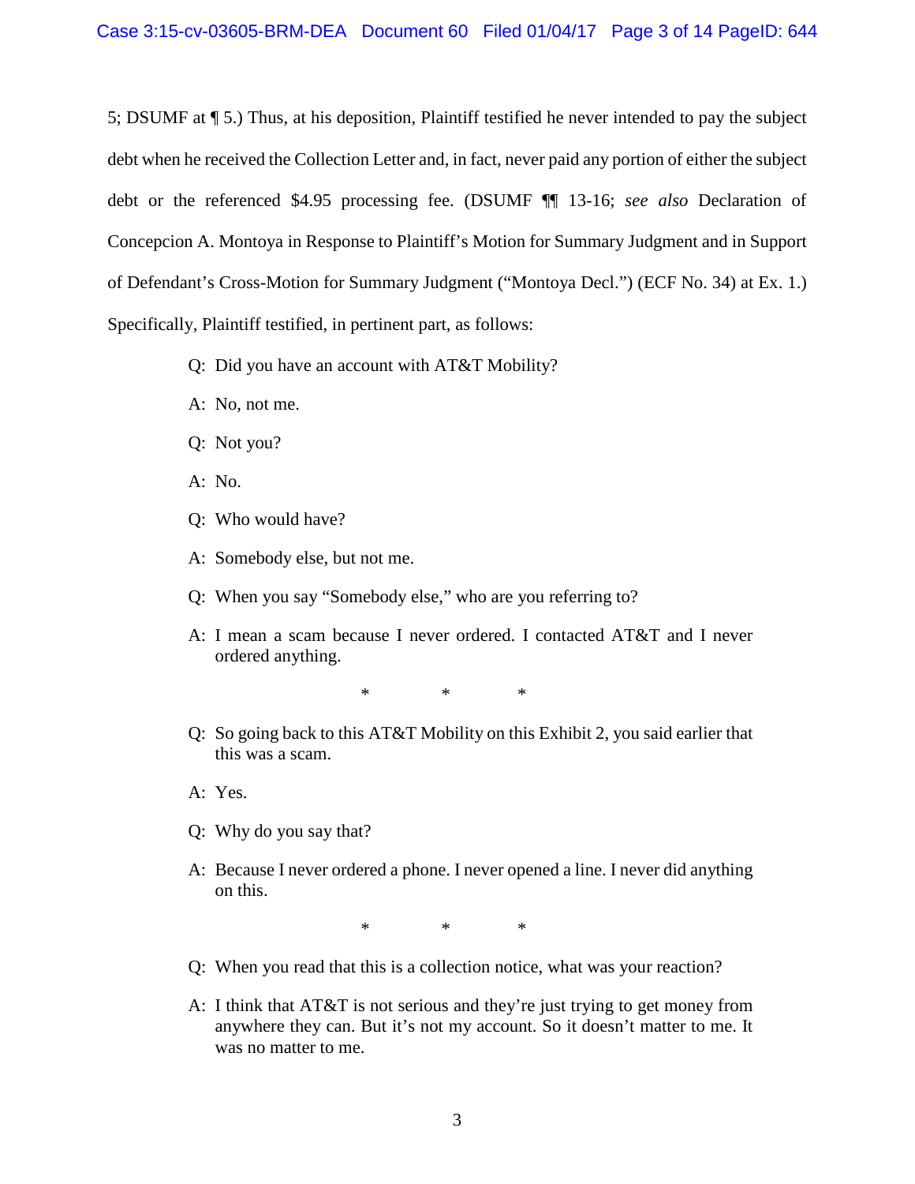5; DSUMF at ¶ 5.) Thus, at his deposition, Plaintiff testified he never intended to pay the subject debt when he received the Collection Letter and, in fact, never paid any portion of either the subject debt or the referenced $4.95 processing fee. (DSUMF ¶¶ 13-16; *see also* Declaration of Concepcion A. Montoya in Response to Plaintiff's Motion for Summary Judgment and in Support of Defendant's Cross-Motion for Summary Judgment ("Montoya Decl.") (ECF No. 34) at Ex. 1.) Specifically, Plaintiff testified, in pertinent part, as follows:

> Q: Did you have an account with AT&T Mobility?
>
> A: No, not me.
>
> Q: Not you?
>
> A: No.
>
> Q: Who would have?
>
> A: Somebody else, but not me.
>
> Q: When you say "Somebody else," who are you referring to?
>
> A: I mean a scam because I never ordered. I contacted AT&T and I never ordered anything.
>
> \* \* \*
>
> Q: So going back to this AT&T Mobility on this Exhibit 2, you said earlier that this was a scam.
>
> A: Yes.
>
> Q: Why do you say that?
>
> A: Because I never ordered a phone. I never opened a line. I never did anything on this.
>
> \* \* \*
>
> Q: When you read that this is a collection notice, what was your reaction?
>
> A: I think that AT&T is not serious and they're just trying to get money from anywhere they can. But it's not my account. So it doesn't matter to me. It was no matter to me.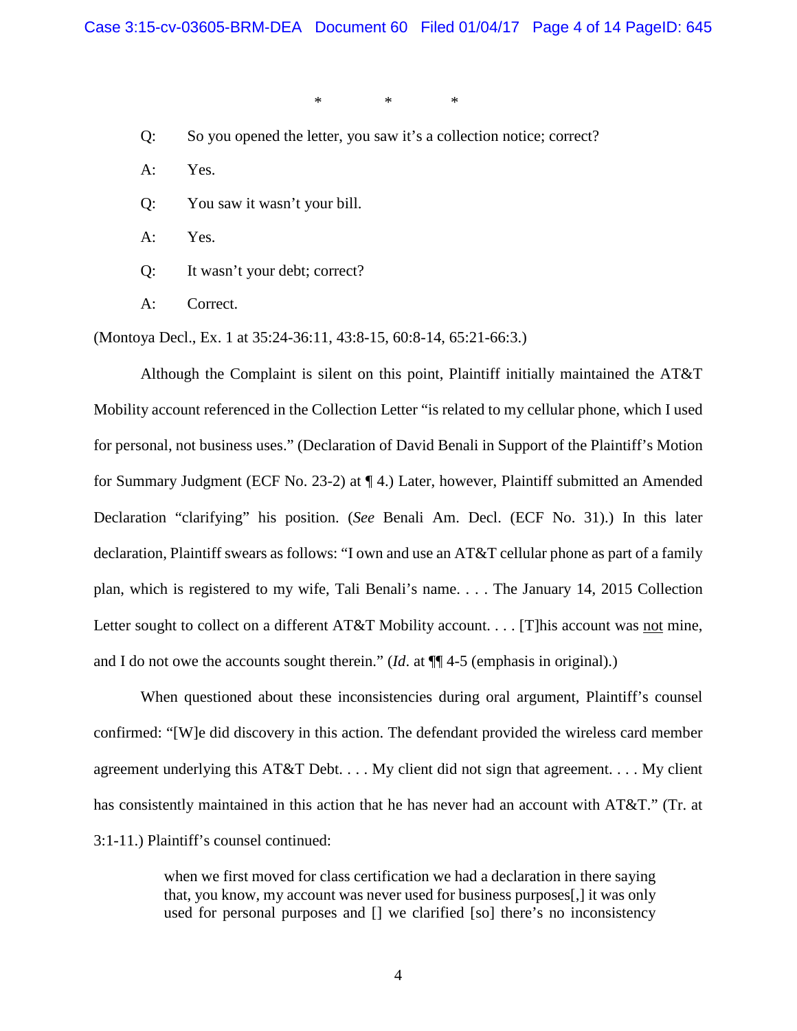\*   \*   \*

Q: So you opened the letter, you saw it's a collection notice; correct?

A: Yes.

Q: You saw it wasn't your bill.

A: Yes.

Q: It wasn't your debt; correct?

A: Correct.

(Montoya Decl., Ex. 1 at 35:24-36:11, 43:8-15, 60:8-14, 65:21-66:3.)

Although the Complaint is silent on this point, Plaintiff initially maintained the AT&T Mobility account referenced in the Collection Letter "is related to my cellular phone, which I used for personal, not business uses." (Declaration of David Benali in Support of the Plaintiff's Motion for Summary Judgment (ECF No. 23-2) at ¶ 4.) Later, however, Plaintiff submitted an Amended Declaration "clarifying" his position. (*See* Benali Am. Decl. (ECF No. 31).) In this later declaration, Plaintiff swears as follows: "I own and use an AT&T cellular phone as part of a family plan, which is registered to my wife, Tali Benali's name. . . . The January 14, 2015 Collection Letter sought to collect on a different AT&T Mobility account. . . . [T]his account was <u>not</u> mine, and I do not owe the accounts sought therein." (*Id.* at ¶¶ 4-5 (emphasis in original).)

When questioned about these inconsistencies during oral argument, Plaintiff's counsel confirmed: "[W]e did discovery in this action. The defendant provided the wireless card member agreement underlying this AT&T Debt. . . . My client did not sign that agreement. . . . My client has consistently maintained in this action that he has never had an account with AT&T." (Tr. at 3:1-11.) Plaintiff's counsel continued:

> when we first moved for class certification we had a declaration in there saying that, you know, my account was never used for business purposes[,] it was only used for personal purposes and [] we clarified [so] there's no inconsistency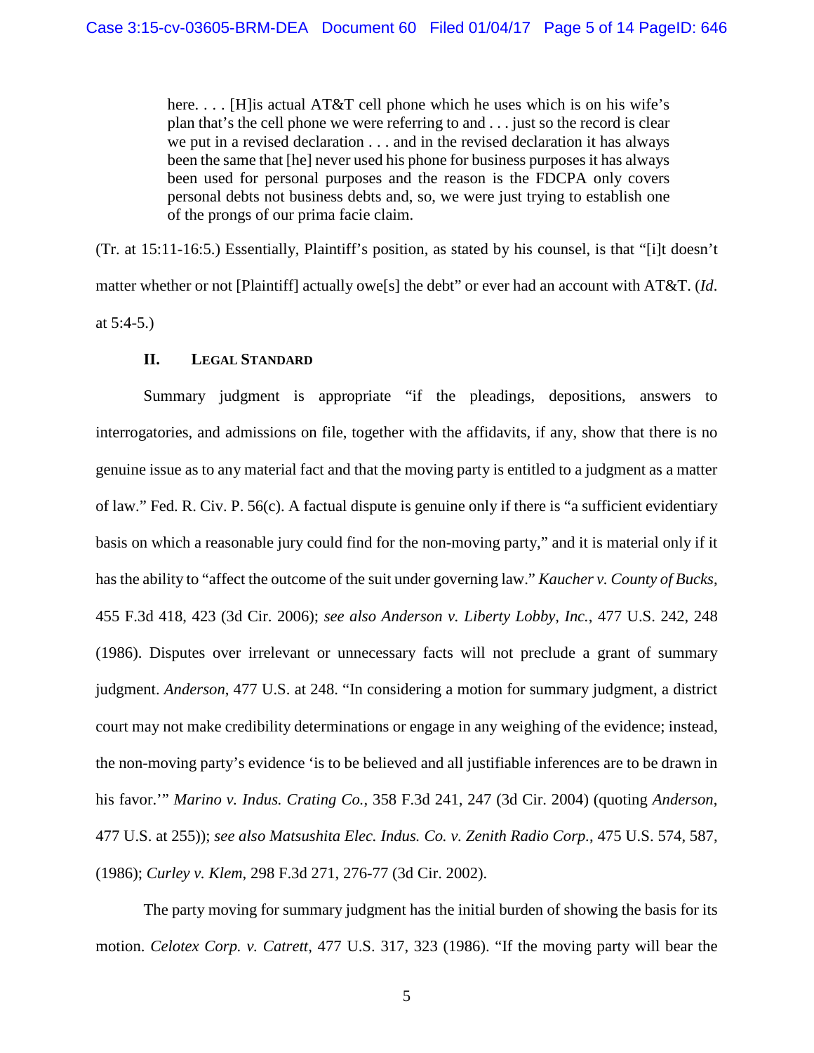> here. . . . [H]is actual AT&T cell phone which he uses which is on his wife's plan that's the cell phone we were referring to and . . . just so the record is clear we put in a revised declaration . . . and in the revised declaration it has always been the same that [he] never used his phone for business purposes it has always been used for personal purposes and the reason is the FDCPA only covers personal debts not business debts and, so, we were just trying to establish one of the prongs of our prima facie claim.

(Tr. at 15:11-16:5.) Essentially, Plaintiff's position, as stated by his counsel, is that "[i]t doesn't matter whether or not [Plaintiff] actually owe[s] the debt" or ever had an account with AT&T. (*Id*. at 5:4-5.)

## II. LEGAL STANDARD

Summary judgment is appropriate "if the pleadings, depositions, answers to interrogatories, and admissions on file, together with the affidavits, if any, show that there is no genuine issue as to any material fact and that the moving party is entitled to a judgment as a matter of law." Fed. R. Civ. P. 56(c). A factual dispute is genuine only if there is "a sufficient evidentiary basis on which a reasonable jury could find for the non-moving party," and it is material only if it has the ability to "affect the outcome of the suit under governing law." *Kaucher v. County of Bucks*, 455 F.3d 418, 423 (3d Cir. 2006); *see also Anderson v. Liberty Lobby, Inc.*, 477 U.S. 242, 248 (1986). Disputes over irrelevant or unnecessary facts will not preclude a grant of summary judgment. *Anderson*, 477 U.S. at 248. "In considering a motion for summary judgment, a district court may not make credibility determinations or engage in any weighing of the evidence; instead, the non-moving party's evidence 'is to be believed and all justifiable inferences are to be drawn in his favor.'" *Marino v. Indus. Crating Co.*, 358 F.3d 241, 247 (3d Cir. 2004) (quoting *Anderson*, 477 U.S. at 255)); *see also Matsushita Elec. Indus. Co. v. Zenith Radio Corp.*, 475 U.S. 574, 587, (1986); *Curley v. Klem*, 298 F.3d 271, 276-77 (3d Cir. 2002).

The party moving for summary judgment has the initial burden of showing the basis for its motion. *Celotex Corp. v. Catrett*, 477 U.S. 317, 323 (1986). "If the moving party will bear the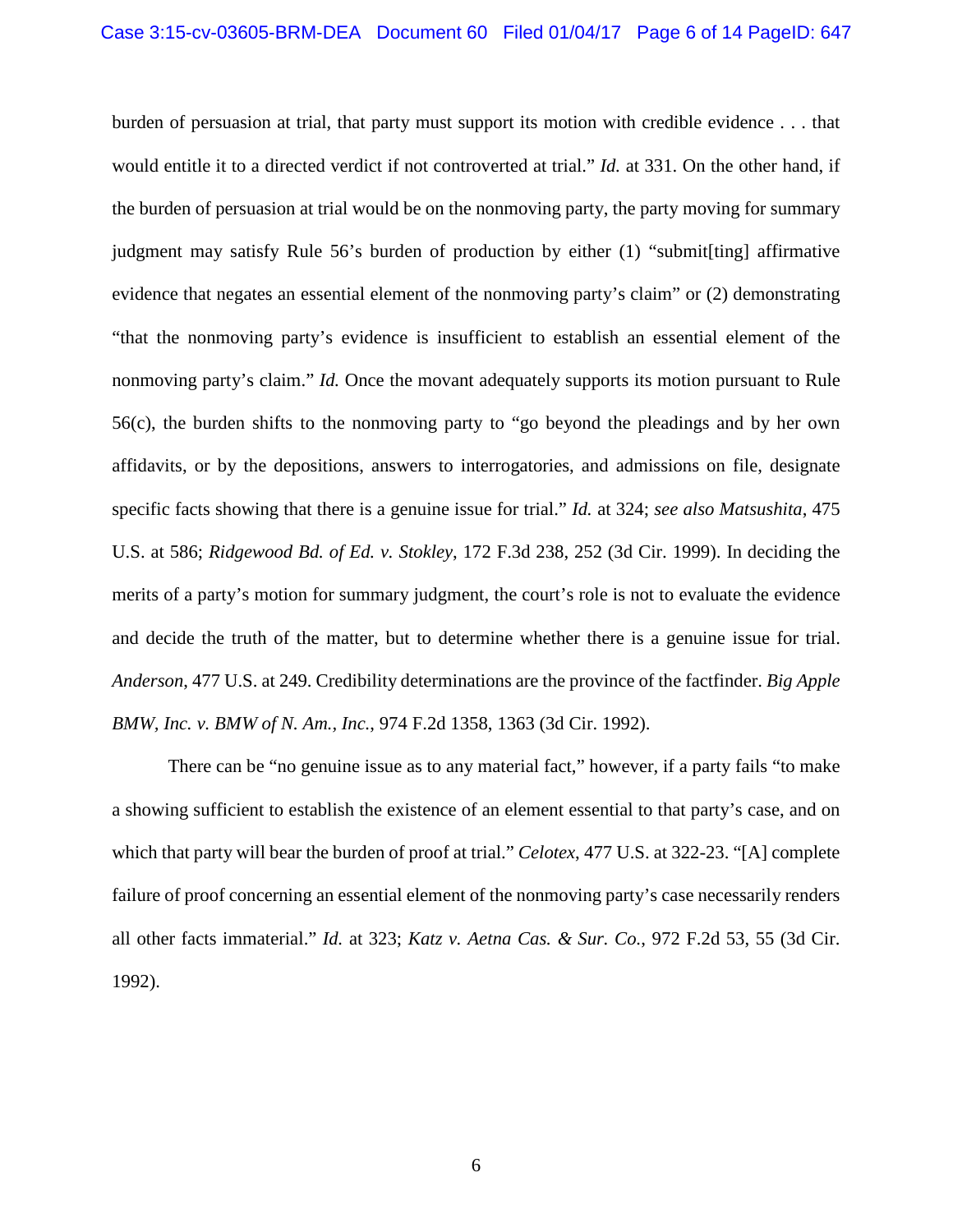burden of persuasion at trial, that party must support its motion with credible evidence . . . that would entitle it to a directed verdict if not controverted at trial." *Id.* at 331. On the other hand, if the burden of persuasion at trial would be on the nonmoving party, the party moving for summary judgment may satisfy Rule 56's burden of production by either (1) "submit[ting] affirmative evidence that negates an essential element of the nonmoving party's claim" or (2) demonstrating "that the nonmoving party's evidence is insufficient to establish an essential element of the nonmoving party's claim." *Id.* Once the movant adequately supports its motion pursuant to Rule 56(c), the burden shifts to the nonmoving party to "go beyond the pleadings and by her own affidavits, or by the depositions, answers to interrogatories, and admissions on file, designate specific facts showing that there is a genuine issue for trial." *Id.* at 324; *see also Matsushita*, 475 U.S. at 586; *Ridgewood Bd. of Ed. v. Stokley*, 172 F.3d 238, 252 (3d Cir. 1999). In deciding the merits of a party's motion for summary judgment, the court's role is not to evaluate the evidence and decide the truth of the matter, but to determine whether there is a genuine issue for trial. *Anderson*, 477 U.S. at 249. Credibility determinations are the province of the factfinder. *Big Apple BMW, Inc. v. BMW of N. Am., Inc.*, 974 F.2d 1358, 1363 (3d Cir. 1992).

There can be "no genuine issue as to any material fact," however, if a party fails "to make a showing sufficient to establish the existence of an element essential to that party's case, and on which that party will bear the burden of proof at trial." *Celotex*, 477 U.S. at 322-23. "[A] complete failure of proof concerning an essential element of the nonmoving party's case necessarily renders all other facts immaterial." *Id.* at 323; *Katz v. Aetna Cas. & Sur. Co.*, 972 F.2d 53, 55 (3d Cir. 1992).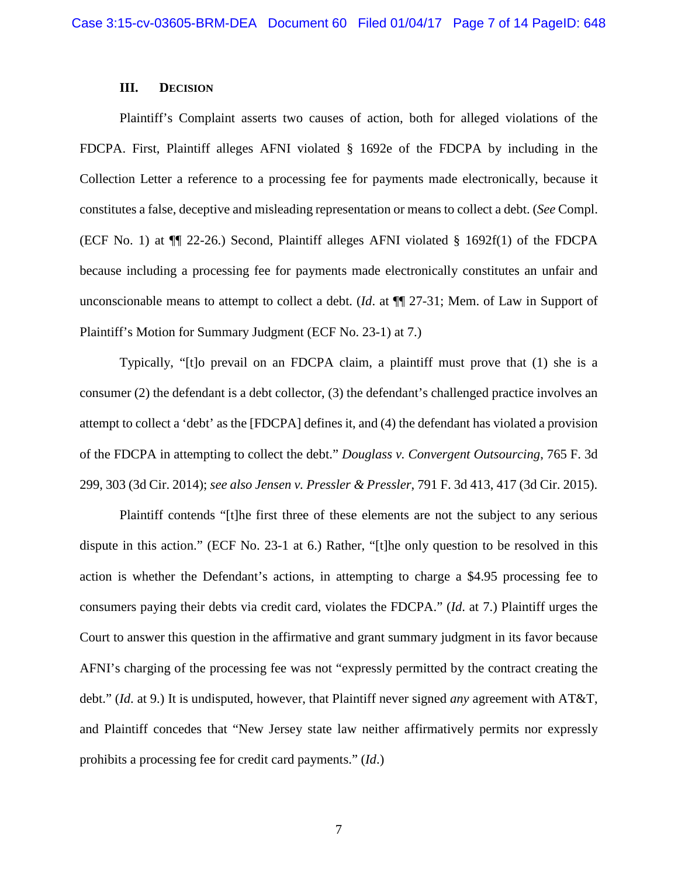## III. DECISION

Plaintiff's Complaint asserts two causes of action, both for alleged violations of the FDCPA. First, Plaintiff alleges AFNI violated § 1692e of the FDCPA by including in the Collection Letter a reference to a processing fee for payments made electronically, because it constitutes a false, deceptive and misleading representation or means to collect a debt. (*See* Compl. (ECF No. 1) at ¶¶ 22-26.) Second, Plaintiff alleges AFNI violated § 1692f(1) of the FDCPA because including a processing fee for payments made electronically constitutes an unfair and unconscionable means to attempt to collect a debt. (*Id*. at ¶¶ 27-31; Mem. of Law in Support of Plaintiff's Motion for Summary Judgment (ECF No. 23-1) at 7.)

Typically, "[t]o prevail on an FDCPA claim, a plaintiff must prove that (1) she is a consumer (2) the defendant is a debt collector, (3) the defendant's challenged practice involves an attempt to collect a 'debt' as the [FDCPA] defines it, and (4) the defendant has violated a provision of the FDCPA in attempting to collect the debt." *Douglass v. Convergent Outsourcing*, 765 F. 3d 299, 303 (3d Cir. 2014); *see also Jensen v. Pressler & Pressler*, 791 F. 3d 413, 417 (3d Cir. 2015).

Plaintiff contends "[t]he first three of these elements are not the subject to any serious dispute in this action." (ECF No. 23-1 at 6.) Rather, "[t]he only question to be resolved in this action is whether the Defendant's actions, in attempting to charge a $4.95 processing fee to consumers paying their debts via credit card, violates the FDCPA." (*Id*. at 7.) Plaintiff urges the Court to answer this question in the affirmative and grant summary judgment in its favor because AFNI's charging of the processing fee was not "expressly permitted by the contract creating the debt." (*Id*. at 9.) It is undisputed, however, that Plaintiff never signed *any* agreement with AT&T, and Plaintiff concedes that "New Jersey state law neither affirmatively permits nor expressly prohibits a processing fee for credit card payments." (*Id*.)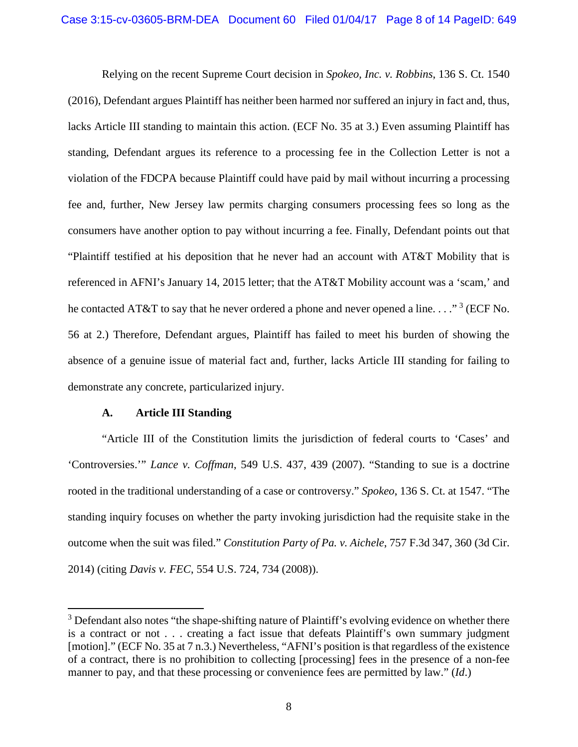Relying on the recent Supreme Court decision in *Spokeo, Inc. v. Robbins*, 136 S. Ct. 1540 (2016), Defendant argues Plaintiff has neither been harmed nor suffered an injury in fact and, thus, lacks Article III standing to maintain this action. (ECF No. 35 at 3.) Even assuming Plaintiff has standing, Defendant argues its reference to a processing fee in the Collection Letter is not a violation of the FDCPA because Plaintiff could have paid by mail without incurring a processing fee and, further, New Jersey law permits charging consumers processing fees so long as the consumers have another option to pay without incurring a fee. Finally, Defendant points out that "Plaintiff testified at his deposition that he never had an account with AT&T Mobility that is referenced in AFNI's January 14, 2015 letter; that the AT&T Mobility account was a 'scam,' and he contacted AT&T to say that he never ordered a phone and never opened a line. . . ."[3] (ECF No. 56 at 2.) Therefore, Defendant argues, Plaintiff has failed to meet his burden of showing the absence of a genuine issue of material fact and, further, lacks Article III standing for failing to demonstrate any concrete, particularized injury.

### A. Article III Standing

"Article III of the Constitution limits the jurisdiction of federal courts to 'Cases' and 'Controversies.'" *Lance v. Coffman*, 549 U.S. 437, 439 (2007). "Standing to sue is a doctrine rooted in the traditional understanding of a case or controversy." *Spokeo*, 136 S. Ct. at 1547. "The standing inquiry focuses on whether the party invoking jurisdiction had the requisite stake in the outcome when the suit was filed." *Constitution Party of Pa. v. Aichele*, 757 F.3d 347, 360 (3d Cir. 2014) (citing *Davis v. FEC*, 554 U.S. 724, 734 (2008)).

---

[3] Defendant also notes "the shape-shifting nature of Plaintiff's evolving evidence on whether there is a contract or not . . . creating a fact issue that defeats Plaintiff's own summary judgment [motion]." (ECF No. 35 at 7 n.3.) Nevertheless, "AFNI's position is that regardless of the existence of a contract, there is no prohibition to collecting [processing] fees in the presence of a non-fee manner to pay, and that these processing or convenience fees are permitted by law." (*Id*.)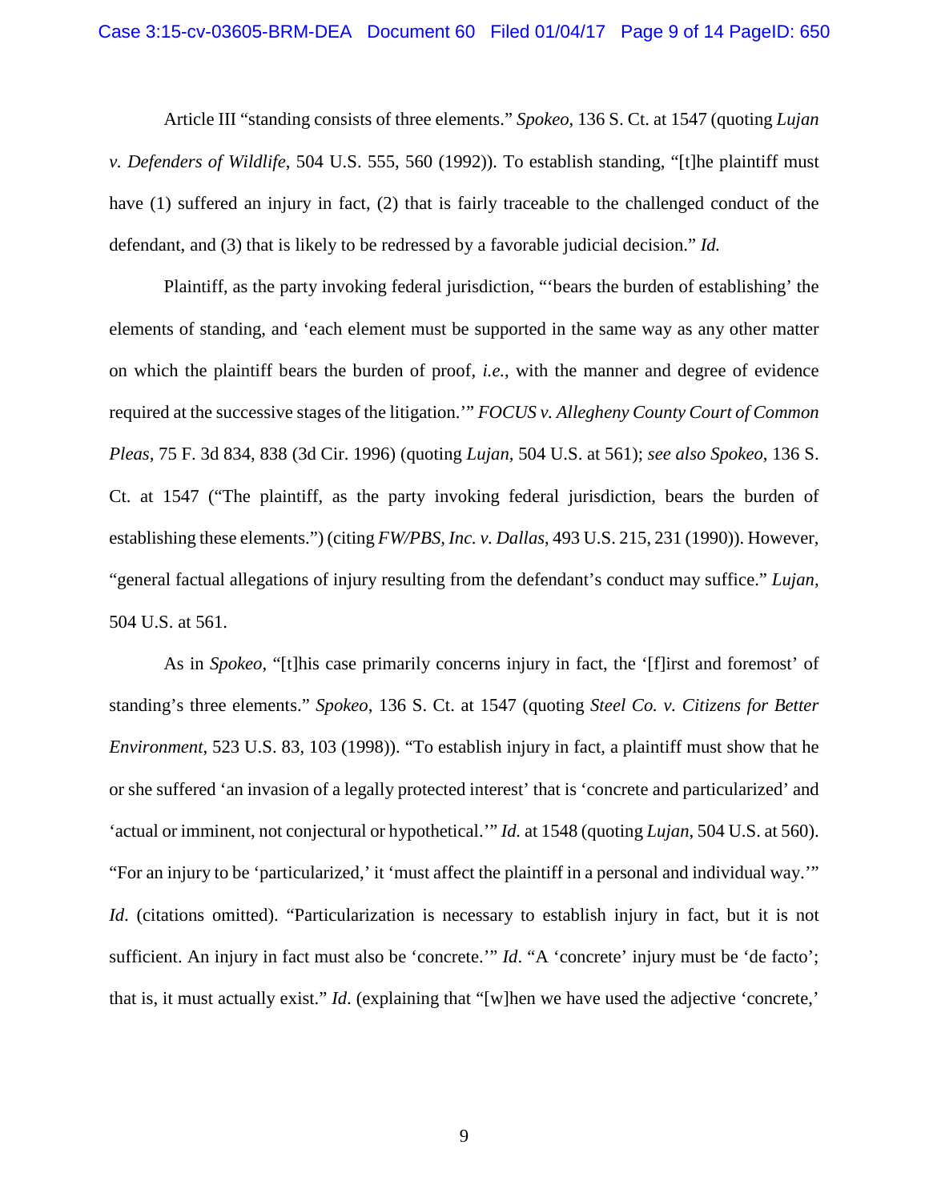Article III "standing consists of three elements." *Spokeo*, 136 S. Ct. at 1547 (quoting *Lujan v. Defenders of Wildlife*, 504 U.S. 555, 560 (1992)). To establish standing, "[t]he plaintiff must have (1) suffered an injury in fact, (2) that is fairly traceable to the challenged conduct of the defendant, and (3) that is likely to be redressed by a favorable judicial decision." *Id.*

Plaintiff, as the party invoking federal jurisdiction, "'bears the burden of establishing' the elements of standing, and 'each element must be supported in the same way as any other matter on which the plaintiff bears the burden of proof, *i.e.*, with the manner and degree of evidence required at the successive stages of the litigation.'" *FOCUS v. Allegheny County Court of Common Pleas*, 75 F. 3d 834, 838 (3d Cir. 1996) (quoting *Lujan,* 504 U.S. at 561); *see also Spokeo*, 136 S. Ct. at 1547 ("The plaintiff, as the party invoking federal jurisdiction, bears the burden of establishing these elements.") (citing *FW/PBS, Inc. v. Dallas*, 493 U.S. 215, 231 (1990)). However, "general factual allegations of injury resulting from the defendant's conduct may suffice." *Lujan,* 504 U.S. at 561.

As in *Spokeo*, "[t]his case primarily concerns injury in fact, the '[f]irst and foremost' of standing's three elements." *Spokeo*, 136 S. Ct. at 1547 (quoting *Steel Co. v. Citizens for Better Environment*, 523 U.S. 83, 103 (1998)). "To establish injury in fact, a plaintiff must show that he or she suffered 'an invasion of a legally protected interest' that is 'concrete and particularized' and 'actual or imminent, not conjectural or hypothetical.'" *Id.* at 1548 (quoting *Lujan*, 504 U.S. at 560). "For an injury to be 'particularized,' it 'must affect the plaintiff in a personal and individual way.'" *Id*. (citations omitted). "Particularization is necessary to establish injury in fact, but it is not sufficient. An injury in fact must also be 'concrete.'" *Id*. "A 'concrete' injury must be 'de facto'; that is, it must actually exist." *Id.* (explaining that "[w]hen we have used the adjective 'concrete,'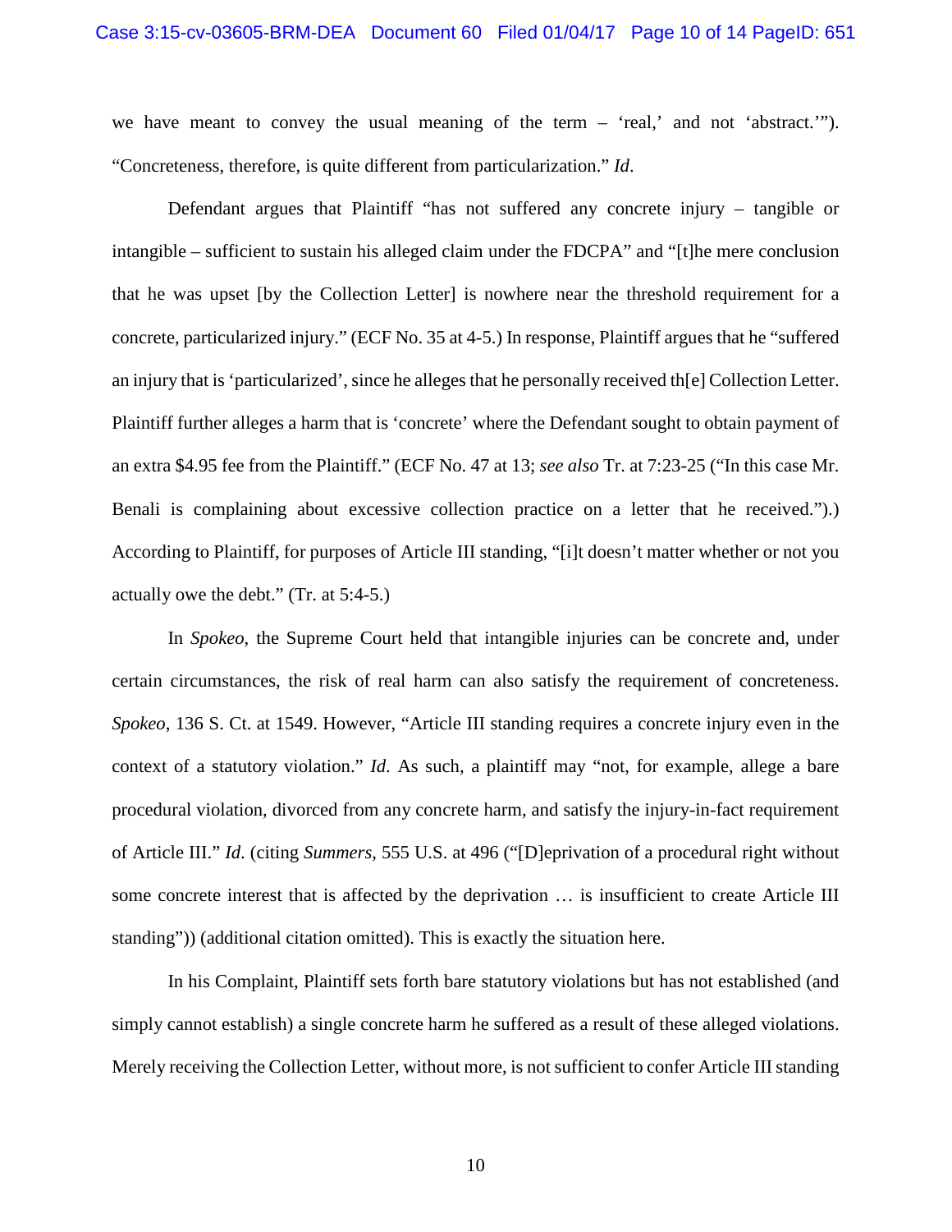we have meant to convey the usual meaning of the term – 'real,' and not 'abstract.'"). "Concreteness, therefore, is quite different from particularization." *Id*.

Defendant argues that Plaintiff "has not suffered any concrete injury – tangible or intangible – sufficient to sustain his alleged claim under the FDCPA" and "[t]he mere conclusion that he was upset [by the Collection Letter] is nowhere near the threshold requirement for a concrete, particularized injury." (ECF No. 35 at 4-5.) In response, Plaintiff argues that he "suffered an injury that is 'particularized', since he alleges that he personally received th[e] Collection Letter. Plaintiff further alleges a harm that is 'concrete' where the Defendant sought to obtain payment of an extra $4.95 fee from the Plaintiff." (ECF No. 47 at 13; *see also* Tr. at 7:23-25 ("In this case Mr. Benali is complaining about excessive collection practice on a letter that he received.").) According to Plaintiff, for purposes of Article III standing, "[i]t doesn't matter whether or not you actually owe the debt." (Tr. at 5:4-5.)

In *Spokeo*, the Supreme Court held that intangible injuries can be concrete and, under certain circumstances, the risk of real harm can also satisfy the requirement of concreteness. *Spokeo*, 136 S. Ct. at 1549. However, "Article III standing requires a concrete injury even in the context of a statutory violation." *Id*. As such, a plaintiff may "not, for example, allege a bare procedural violation, divorced from any concrete harm, and satisfy the injury-in-fact requirement of Article III." *Id*. (citing *Summers*, 555 U.S. at 496 ("[D]eprivation of a procedural right without some concrete interest that is affected by the deprivation … is insufficient to create Article III standing")) (additional citation omitted). This is exactly the situation here.

In his Complaint, Plaintiff sets forth bare statutory violations but has not established (and simply cannot establish) a single concrete harm he suffered as a result of these alleged violations. Merely receiving the Collection Letter, without more, is not sufficient to confer Article III standing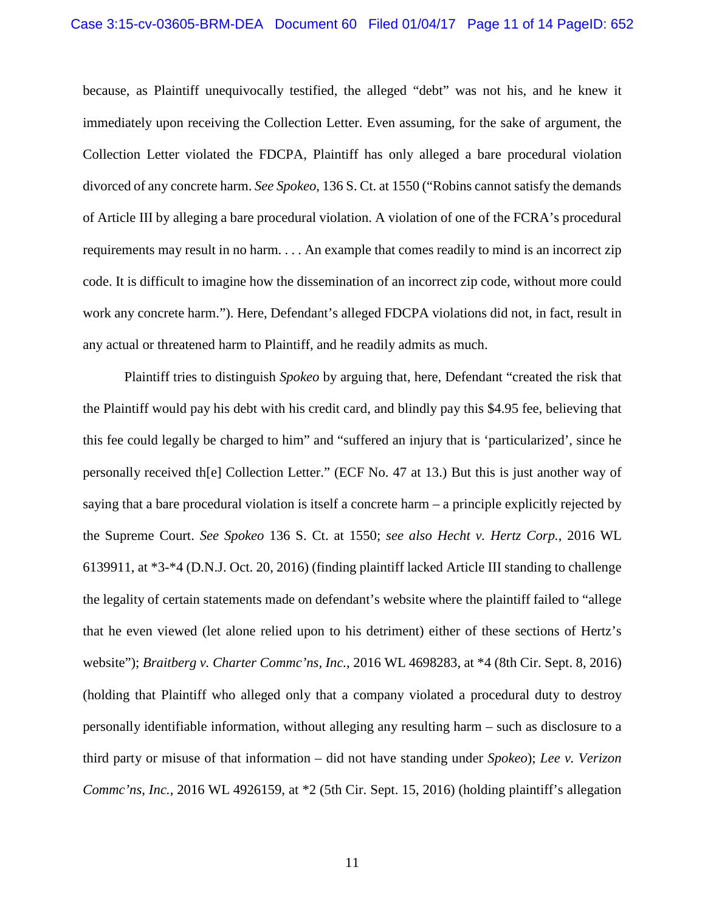because, as Plaintiff unequivocally testified, the alleged "debt" was not his, and he knew it immediately upon receiving the Collection Letter. Even assuming, for the sake of argument, the Collection Letter violated the FDCPA, Plaintiff has only alleged a bare procedural violation divorced of any concrete harm. *See Spokeo*, 136 S. Ct. at 1550 ("Robins cannot satisfy the demands of Article III by alleging a bare procedural violation. A violation of one of the FCRA's procedural requirements may result in no harm. . . . An example that comes readily to mind is an incorrect zip code. It is difficult to imagine how the dissemination of an incorrect zip code, without more could work any concrete harm."). Here, Defendant's alleged FDCPA violations did not, in fact, result in any actual or threatened harm to Plaintiff, and he readily admits as much.

Plaintiff tries to distinguish *Spokeo* by arguing that, here, Defendant "created the risk that the Plaintiff would pay his debt with his credit card, and blindly pay this $4.95 fee, believing that this fee could legally be charged to him" and "suffered an injury that is 'particularized', since he personally received th[e] Collection Letter." (ECF No. 47 at 13.) But this is just another way of saying that a bare procedural violation is itself a concrete harm – a principle explicitly rejected by the Supreme Court. *See Spokeo* 136 S. Ct. at 1550; *see also Hecht v. Hertz Corp.*, 2016 WL 6139911, at *3-*4 (D.N.J. Oct. 20, 2016) (finding plaintiff lacked Article III standing to challenge the legality of certain statements made on defendant's website where the plaintiff failed to "allege that he even viewed (let alone relied upon to his detriment) either of these sections of Hertz's website"); *Braitberg v. Charter Commc'ns, Inc.*, 2016 WL 4698283, at *4 (8th Cir. Sept. 8, 2016) (holding that Plaintiff who alleged only that a company violated a procedural duty to destroy personally identifiable information, without alleging any resulting harm – such as disclosure to a third party or misuse of that information – did not have standing under *Spokeo*); *Lee v. Verizon Commc'ns, Inc.*, 2016 WL 4926159, at *2 (5th Cir. Sept. 15, 2016) (holding plaintiff's allegation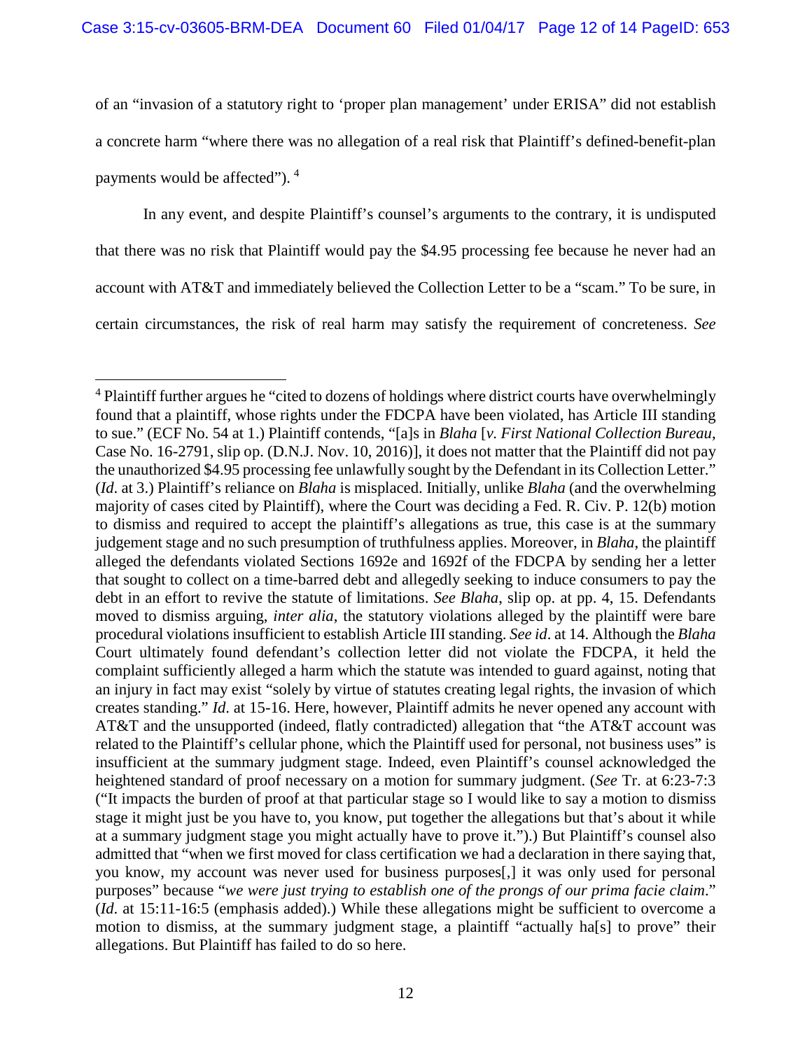of an "invasion of a statutory right to 'proper plan management' under ERISA" did not establish a concrete harm "where there was no allegation of a real risk that Plaintiff's defined-benefit-plan payments would be affected").[4]

In any event, and despite Plaintiff's counsel's arguments to the contrary, it is undisputed that there was no risk that Plaintiff would pay the $4.95 processing fee because he never had an account with AT&T and immediately believed the Collection Letter to be a "scam." To be sure, in certain circumstances, the risk of real harm may satisfy the requirement of concreteness. *See*

---

[4] Plaintiff further argues he "cited to dozens of holdings where district courts have overwhelmingly found that a plaintiff, whose rights under the FDCPA have been violated, has Article III standing to sue." (ECF No. 54 at 1.) Plaintiff contends, "[a]s in *Blaha* [*v. First National Collection Bureau*, Case No. 16-2791, slip op. (D.N.J. Nov. 10, 2016)], it does not matter that the Plaintiff did not pay the unauthorized $4.95 processing fee unlawfully sought by the Defendant in its Collection Letter." (*Id*. at 3.) Plaintiff's reliance on *Blaha* is misplaced. Initially, unlike *Blaha* (and the overwhelming majority of cases cited by Plaintiff), where the Court was deciding a Fed. R. Civ. P. 12(b) motion to dismiss and required to accept the plaintiff's allegations as true, this case is at the summary judgement stage and no such presumption of truthfulness applies. Moreover, in *Blaha*, the plaintiff alleged the defendants violated Sections 1692e and 1692f of the FDCPA by sending her a letter that sought to collect on a time-barred debt and allegedly seeking to induce consumers to pay the debt in an effort to revive the statute of limitations. *See Blaha*, slip op. at pp. 4, 15. Defendants moved to dismiss arguing, *inter alia*, the statutory violations alleged by the plaintiff were bare procedural violations insufficient to establish Article III standing. *See id*. at 14. Although the *Blaha* Court ultimately found defendant's collection letter did not violate the FDCPA, it held the complaint sufficiently alleged a harm which the statute was intended to guard against, noting that an injury in fact may exist "solely by virtue of statutes creating legal rights, the invasion of which creates standing." *Id*. at 15-16. Here, however, Plaintiff admits he never opened any account with AT&T and the unsupported (indeed, flatly contradicted) allegation that "the AT&T account was related to the Plaintiff's cellular phone, which the Plaintiff used for personal, not business uses" is insufficient at the summary judgment stage. Indeed, even Plaintiff's counsel acknowledged the heightened standard of proof necessary on a motion for summary judgment. (*See* Tr. at 6:23-7:3 ("It impacts the burden of proof at that particular stage so I would like to say a motion to dismiss stage it might just be you have to, you know, put together the allegations but that's about it while at a summary judgment stage you might actually have to prove it.").) But Plaintiff's counsel also admitted that "when we first moved for class certification we had a declaration in there saying that, you know, my account was never used for business purposes[,] it was only used for personal purposes" because "*we were just trying to establish one of the prongs of our prima facie claim*." (*Id*. at 15:11-16:5 (emphasis added).) While these allegations might be sufficient to overcome a motion to dismiss, at the summary judgment stage, a plaintiff "actually ha[s] to prove" their allegations. But Plaintiff has failed to do so here.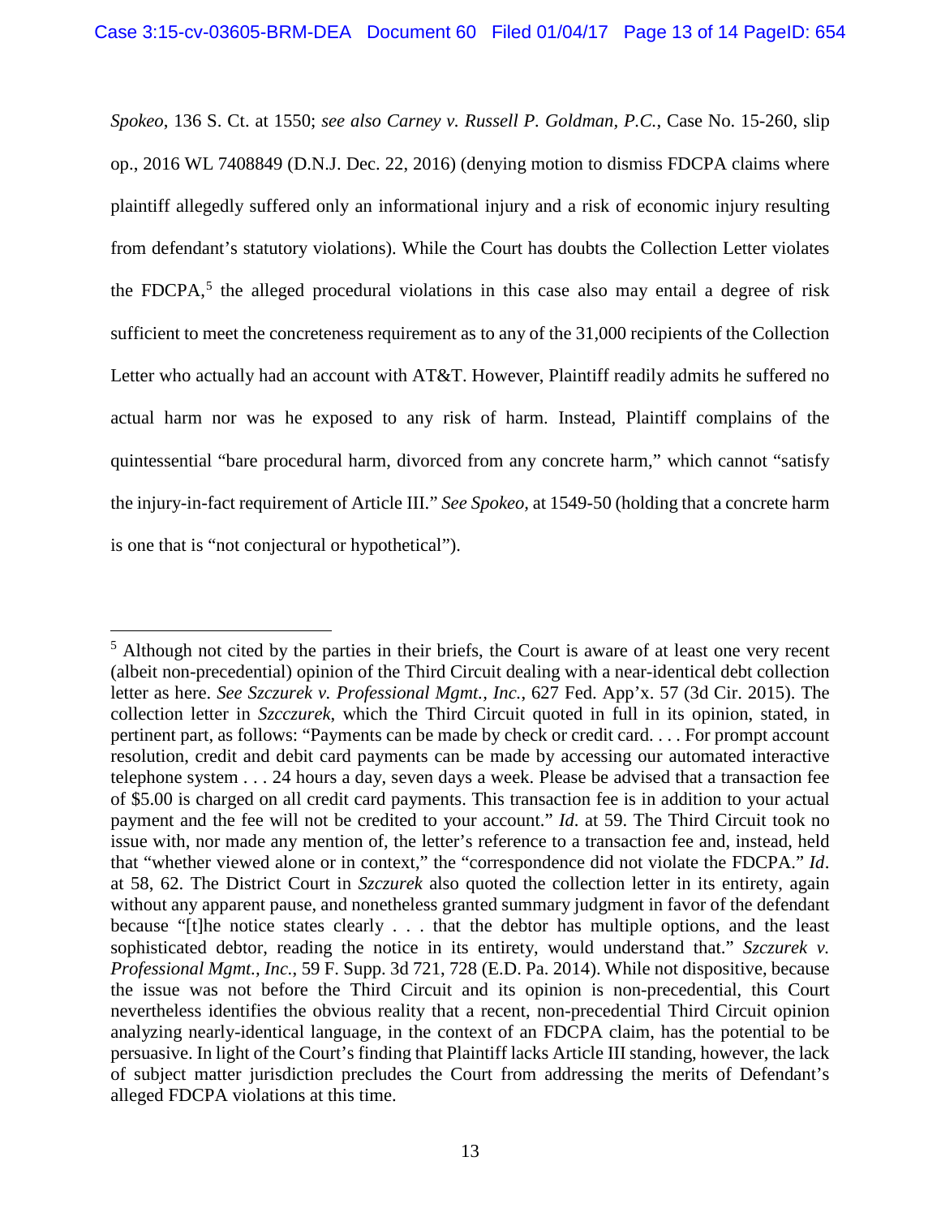*Spokeo*, 136 S. Ct. at 1550; *see also Carney v. Russell P. Goldman, P.C.*, Case No. 15-260, slip op., 2016 WL 7408849 (D.N.J. Dec. 22, 2016) (denying motion to dismiss FDCPA claims where plaintiff allegedly suffered only an informational injury and a risk of economic injury resulting from defendant's statutory violations). While the Court has doubts the Collection Letter violates the FDCPA,[5] the alleged procedural violations in this case also may entail a degree of risk sufficient to meet the concreteness requirement as to any of the 31,000 recipients of the Collection Letter who actually had an account with AT&T. However, Plaintiff readily admits he suffered no actual harm nor was he exposed to any risk of harm. Instead, Plaintiff complains of the quintessential "bare procedural harm, divorced from any concrete harm," which cannot "satisfy the injury-in-fact requirement of Article III." *See Spokeo*, at 1549-50 (holding that a concrete harm is one that is "not conjectural or hypothetical").

---

[5] Although not cited by the parties in their briefs, the Court is aware of at least one very recent (albeit non-precedential) opinion of the Third Circuit dealing with a near-identical debt collection letter as here. *See Szczurek v. Professional Mgmt., Inc.*, 627 Fed. App'x. 57 (3d Cir. 2015). The collection letter in *Szcczurek*, which the Third Circuit quoted in full in its opinion, stated, in pertinent part, as follows: "Payments can be made by check or credit card. . . . For prompt account resolution, credit and debit card payments can be made by accessing our automated interactive telephone system . . . 24 hours a day, seven days a week. Please be advised that a transaction fee of $5.00 is charged on all credit card payments. This transaction fee is in addition to your actual payment and the fee will not be credited to your account." *Id*. at 59. The Third Circuit took no issue with, nor made any mention of, the letter's reference to a transaction fee and, instead, held that "whether viewed alone or in context," the "correspondence did not violate the FDCPA." *Id*. at 58, 62. The District Court in *Szczurek* also quoted the collection letter in its entirety, again without any apparent pause, and nonetheless granted summary judgment in favor of the defendant because "[t]he notice states clearly . . . that the debtor has multiple options, and the least sophisticated debtor, reading the notice in its entirety, would understand that." *Szczurek v. Professional Mgmt., Inc.*, 59 F. Supp. 3d 721, 728 (E.D. Pa. 2014). While not dispositive, because the issue was not before the Third Circuit and its opinion is non-precedential, this Court nevertheless identifies the obvious reality that a recent, non-precedential Third Circuit opinion analyzing nearly-identical language, in the context of an FDCPA claim, has the potential to be persuasive. In light of the Court's finding that Plaintiff lacks Article III standing, however, the lack of subject matter jurisdiction precludes the Court from addressing the merits of Defendant's alleged FDCPA violations at this time.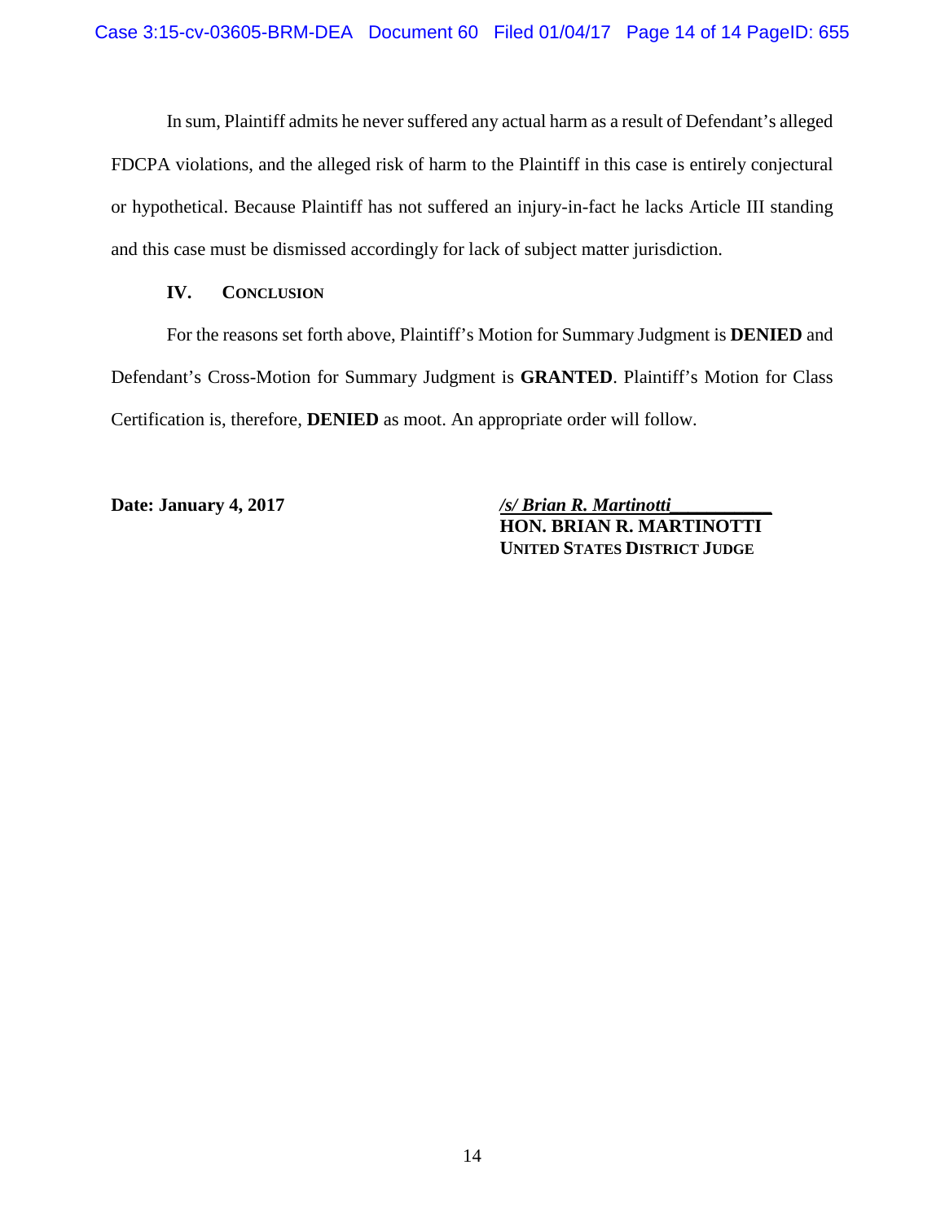In sum, Plaintiff admits he never suffered any actual harm as a result of Defendant's alleged FDCPA violations, and the alleged risk of harm to the Plaintiff in this case is entirely conjectural or hypothetical. Because Plaintiff has not suffered an injury-in-fact he lacks Article III standing and this case must be dismissed accordingly for lack of subject matter jurisdiction.

## IV. CONCLUSION

For the reasons set forth above, Plaintiff's Motion for Summary Judgment is **DENIED** and Defendant's Cross-Motion for Summary Judgment is **GRANTED**. Plaintiff's Motion for Class Certification is, therefore, **DENIED** as moot. An appropriate order will follow.

**Date: January 4, 2017**

***/s/ Brian R. Martinotti***
**HON. BRIAN R. MARTINOTTI**
**UNITED STATES DISTRICT JUDGE**